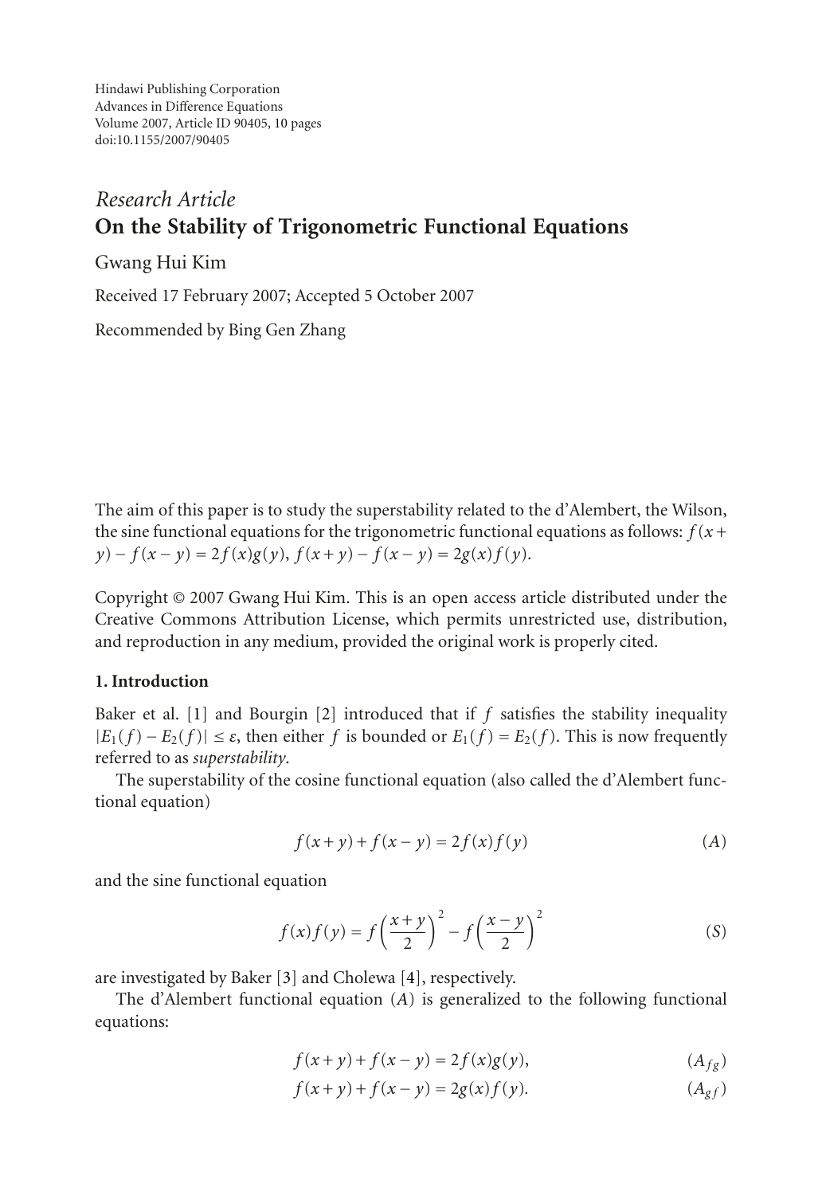Hindawi Publishing Corporation
Advances in Difference Equations
Volume 2007, Article ID 90405, 10 pages
doi:10.1155/2007/90405

*Research Article*

# On the Stability of Trigonometric Functional Equations

Gwang Hui Kim

Received 17 February 2007; Accepted 5 October 2007

Recommended by Bing Gen Zhang

The aim of this paper is to study the superstability related to the d'Alembert, the Wilson, the sine functional equations for the trigonometric functional equations as follows: $f(x+y)-f(x-y)=2f(x)g(y)$, $f(x+y)-f(x-y)=2g(x)f(y)$.

Copyright © 2007 Gwang Hui Kim. This is an open access article distributed under the Creative Commons Attribution License, which permits unrestricted use, distribution, and reproduction in any medium, provided the original work is properly cited.

## 1. Introduction

Baker et al. [1] and Bourgin [2] introduced that if $f$ satisfies the stability inequality $|E_1(f)-E_2(f)|\leq\varepsilon$, then either $f$ is bounded or $E_1(f)=E_2(f)$. This is now frequently referred to as *superstability*.

The superstability of the cosine functional equation (also called the d'Alembert functional equation)

$$f(x+y)+f(x-y)=2f(x)f(y) \tag{$A$}$$

and the sine functional equation

$$f(x)f(y)=f\left(\frac{x+y}{2}\right)^2-f\left(\frac{x-y}{2}\right)^2 \tag{$S$}$$

are investigated by Baker [3] and Cholewa [4], respectively.

The d'Alembert functional equation $(A)$ is generalized to the following functional equations:

$$f(x+y)+f(x-y)=2f(x)g(y), \tag{$A_{fg}$}$$

$$f(x+y)+f(x-y)=2g(x)f(y). \tag{$A_{gf}$}$$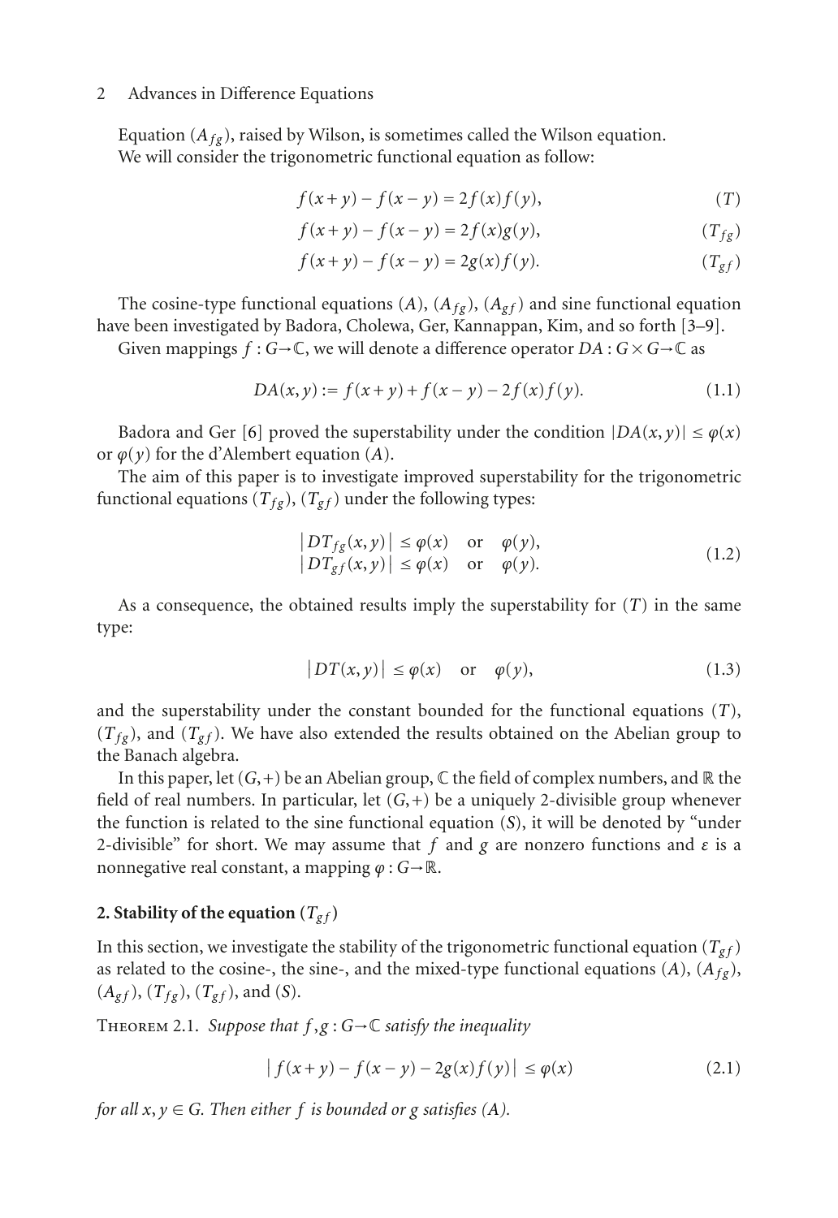Equation $(A_{fg})$, raised by Wilson, is sometimes called the Wilson equation.

We will consider the trigonometric functional equation as follow:

$$f(x+y) - f(x-y) = 2f(x)f(y), \tag{$T$}$$

$$f(x+y) - f(x-y) = 2f(x)g(y), \tag{$T_{fg}$}$$

$$f(x+y) - f(x-y) = 2g(x)f(y). \tag{$T_{gf}$}$$

The cosine-type functional equations $(A)$, $(A_{fg})$, $(A_{gf})$ and sine functional equation have been investigated by Badora, Cholewa, Ger, Kannappan, Kim, and so forth [3–9].

Given mappings $f : G \to \mathbb{C}$, we will denote a difference operator $DA : G \times G \to \mathbb{C}$ as

$$DA(x,y) := f(x+y) + f(x-y) - 2f(x)f(y). \tag{1.1}$$

Badora and Ger [6] proved the superstability under the condition $|DA(x,y)| \le \varphi(x)$ or $\varphi(y)$ for the d'Alembert equation $(A)$.

The aim of this paper is to investigate improved superstability for the trigonometric functional equations $(T_{fg})$, $(T_{gf})$ under the following types:

$$\begin{aligned} \left| DT_{fg}(x,y) \right| &\le \varphi(x) \quad \text{or} \quad \varphi(y), \\ \left| DT_{gf}(x,y) \right| &\le \varphi(x) \quad \text{or} \quad \varphi(y). \end{aligned} \tag{1.2}$$

As a consequence, the obtained results imply the superstability for $(T)$ in the same type:

$$\left| DT(x,y) \right| \le \varphi(x) \quad \text{or} \quad \varphi(y), \tag{1.3}$$

and the superstability under the constant bounded for the functional equations $(T)$, $(T_{fg})$, and $(T_{gf})$. We have also extended the results obtained on the Abelian group to the Banach algebra.

In this paper, let $(G,+)$ be an Abelian group, $\mathbb{C}$ the field of complex numbers, and $\mathbb{R}$ the field of real numbers. In particular, let $(G,+)$ be a uniquely 2-divisible group whenever the function is related to the sine functional equation $(S)$, it will be denoted by "under 2-divisible" for short. We may assume that $f$ and $g$ are nonzero functions and $\varepsilon$ is a nonnegative real constant, a mapping $\varphi : G \to \mathbb{R}$.

## 2. Stability of the equation $(T_{gf})$

In this section, we investigate the stability of the trigonometric functional equation $(T_{gf})$ as related to the cosine-, the sine-, and the mixed-type functional equations $(A)$, $(A_{fg})$, $(A_{gf})$, $(T_{fg})$, $(T_{gf})$, and $(S)$.

Theorem 2.1. *Suppose that $f, g : G \to \mathbb{C}$ satisfy the inequality*

$$\left| f(x+y) - f(x-y) - 2g(x)f(y) \right| \le \varphi(x) \tag{2.1}$$

*for all $x, y \in G$. Then either $f$ is bounded or $g$ satisfies $(A)$.*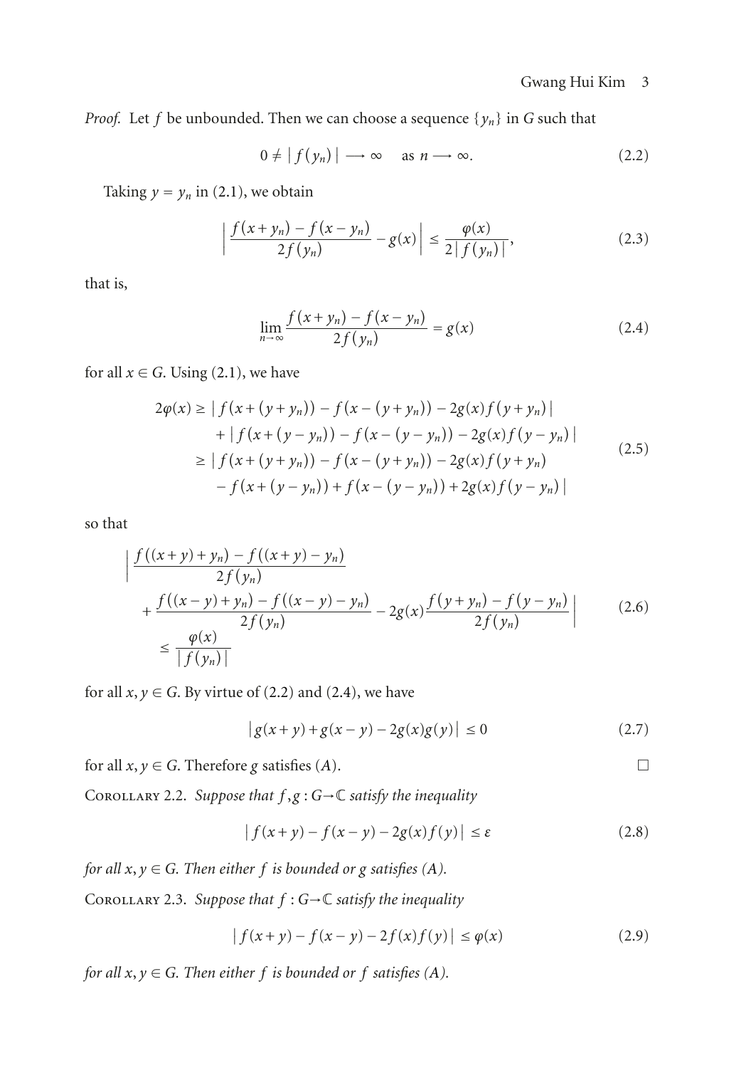*Proof.* Let $f$ be unbounded. Then we can choose a sequence $\{y_n\}$ in $G$ such that

$$0 \neq |f(y_n)| \longrightarrow \infty \quad \text{as } n \longrightarrow \infty. \tag{2.2}$$

Taking $y = y_n$ in (2.1), we obtain

$$\left| \frac{f(x+y_n) - f(x-y_n)}{2f(y_n)} - g(x) \right| \leq \frac{\varphi(x)}{2|f(y_n)|}, \tag{2.3}$$

that is,

$$\lim_{n\to\infty} \frac{f(x+y_n) - f(x-y_n)}{2f(y_n)} = g(x) \tag{2.4}$$

for all $x \in G$. Using (2.1), we have

$$\begin{aligned}
2\varphi(x) &\geq |f(x+(y+y_n)) - f(x-(y+y_n)) - 2g(x)f(y+y_n)| \\
&\quad + |f(x+(y-y_n)) - f(x-(y-y_n)) - 2g(x)f(y-y_n)| \\
&\geq |f(x+(y+y_n)) - f(x-(y+y_n)) - 2g(x)f(y+y_n) \\
&\quad - f(x+(y-y_n)) + f(x-(y-y_n)) + 2g(x)f(y-y_n)|
\end{aligned} \tag{2.5}$$

so that

$$\begin{aligned}
&\bigg| \frac{f((x+y)+y_n) - f((x+y)-y_n)}{2f(y_n)} \\
&\quad + \frac{f((x-y)+y_n) - f((x-y)-y_n)}{2f(y_n)} - 2g(x)\frac{f(y+y_n) - f(y-y_n)}{2f(y_n)} \bigg| \\
&\quad \leq \frac{\varphi(x)}{|f(y_n)|}
\end{aligned} \tag{2.6}$$

for all $x, y \in G$. By virtue of (2.2) and (2.4), we have

$$|g(x+y) + g(x-y) - 2g(x)g(y)| \leq 0 \tag{2.7}$$

for all $x, y \in G$. Therefore $g$ satisfies $(A)$. □

Corollary 2.2. *Suppose that $f, g : G \to \mathbb{C}$ satisfy the inequality*

$$|f(x+y) - f(x-y) - 2g(x)f(y)| \leq \varepsilon \tag{2.8}$$

*for all $x, y \in G$. Then either $f$ is bounded or $g$ satisfies $(A)$.*

Corollary 2.3. *Suppose that $f : G \to \mathbb{C}$ satisfy the inequality*

$$|f(x+y) - f(x-y) - 2f(x)f(y)| \leq \varphi(x) \tag{2.9}$$

*for all $x, y \in G$. Then either $f$ is bounded or $f$ satisfies $(A)$.*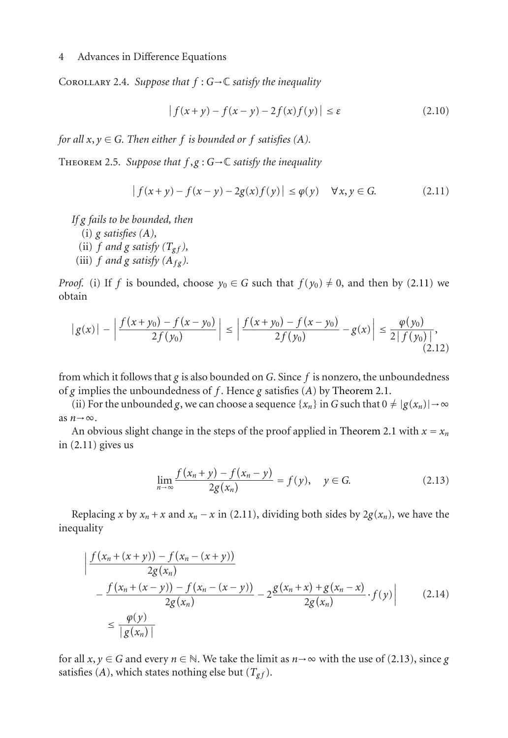Corollary 2.4. *Suppose that $f : G \to \mathbb{C}$ satisfy the inequality*

$$|f(x+y) - f(x-y) - 2f(x)f(y)| \leq \varepsilon \tag{2.10}$$

*for all $x, y \in G$. Then either $f$ is bounded or $f$ satisfies (A).*

Theorem 2.5. *Suppose that $f, g : G \to \mathbb{C}$ satisfy the inequality*

$$|f(x+y) - f(x-y) - 2g(x)f(y)| \leq \varphi(y) \quad \forall x, y \in G. \tag{2.11}$$

*If $g$ fails to be bounded, then*

(i) *$g$ satisfies (A),*

(ii) *$f$ and $g$ satisfy ($T_{gf}$),*

(iii) *$f$ and $g$ satisfy ($A_{fg}$).*

*Proof.* (i) If $f$ is bounded, choose $y_0 \in G$ such that $f(y_0) \neq 0$, and then by (2.11) we obtain

$$|g(x)| - \left| \frac{f(x+y_0) - f(x-y_0)}{2f(y_0)} \right| \leq \left| \frac{f(x+y_0) - f(x-y_0)}{2f(y_0)} - g(x) \right| \leq \frac{\varphi(y_0)}{2|f(y_0)|}, \tag{2.12}$$

from which it follows that $g$ is also bounded on $G$. Since $f$ is nonzero, the unboundedness of $g$ implies the unboundedness of $f$. Hence $g$ satisfies ($A$) by Theorem 2.1.

(ii) For the unbounded $g$, we can choose a sequence $\{x_n\}$ in $G$ such that $0 \neq |g(x_n)| \to \infty$ as $n \to \infty$.

An obvious slight change in the steps of the proof applied in Theorem 2.1 with $x = x_n$ in (2.11) gives us

$$\lim_{n \to \infty} \frac{f(x_n + y) - f(x_n - y)}{2g(x_n)} = f(y), \quad y \in G. \tag{2.13}$$

Replacing $x$ by $x_n + x$ and $x_n - x$ in (2.11), dividing both sides by $2g(x_n)$, we have the inequality

$$\begin{aligned} &\Bigg| \frac{f(x_n + (x+y)) - f(x_n - (x+y))}{2g(x_n)} \\ &\quad - \frac{f(x_n + (x-y)) - f(x_n - (x-y))}{2g(x_n)} - 2\frac{g(x_n + x) + g(x_n - x)}{2g(x_n)} \cdot f(y) \Bigg| \\ &\leq \frac{\varphi(y)}{|g(x_n)|} \end{aligned} \tag{2.14}$$

for all $x, y \in G$ and every $n \in \mathbb{N}$. We take the limit as $n \to \infty$ with the use of (2.13), since $g$ satisfies ($A$), which states nothing else but ($T_{gf}$).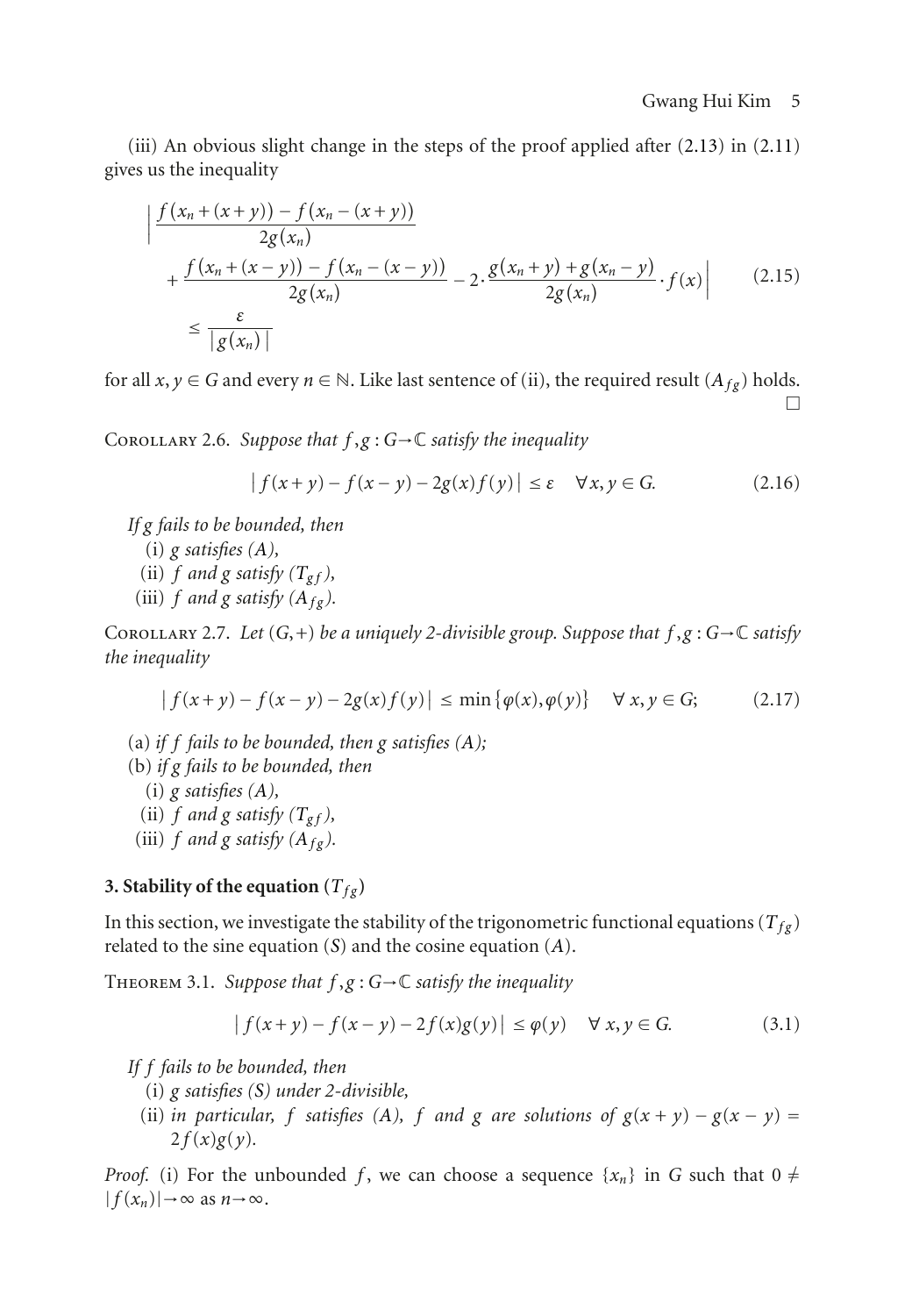(iii) An obvious slight change in the steps of the proof applied after (2.13) in (2.11) gives us the inequality

$$\left| \frac{f(x_n+(x+y)) - f(x_n-(x+y))}{2g(x_n)} + \frac{f(x_n+(x-y)) - f(x_n-(x-y))}{2g(x_n)} - 2\cdot\frac{g(x_n+y)+g(x_n-y)}{2g(x_n)}\cdot f(x) \right| \le \frac{\varepsilon}{|g(x_n)|} \tag{2.15}$$

for all $x, y \in G$ and every $n \in \mathbb{N}$. Like last sentence of (ii), the required result $(A_{fg})$ holds. □

Corollary 2.6. *Suppose that $f, g : G \to \mathbb{C}$ satisfy the inequality*

$$|f(x+y) - f(x-y) - 2g(x)f(y)| \le \varepsilon \quad \forall x, y \in G. \tag{2.16}$$

*If g fails to be bounded, then*

(i) *g satisfies (A),*
(ii) *f and g satisfy $(T_{gf})$,*
(iii) *f and g satisfy $(A_{fg})$.*

Corollary 2.7. *Let $(G,+)$ be a uniquely 2-divisible group. Suppose that $f, g : G \to \mathbb{C}$ satisfy the inequality*

$$|f(x+y) - f(x-y) - 2g(x)f(y)| \le \min\{\varphi(x), \varphi(y)\} \quad \forall x, y \in G; \tag{2.17}$$

(a) *if f fails to be bounded, then g satisfies (A);*
(b) *if g fails to be bounded, then*
  (i) *g satisfies (A),*
  (ii) *f and g satisfy $(T_{gf})$,*
  (iii) *f and g satisfy $(A_{fg})$.*

## 3. Stability of the equation $(T_{fg})$

In this section, we investigate the stability of the trigonometric functional equations $(T_{fg})$ related to the sine equation $(S)$ and the cosine equation $(A)$.

Theorem 3.1. *Suppose that $f, g : G \to \mathbb{C}$ satisfy the inequality*

$$|f(x+y) - f(x-y) - 2f(x)g(y)| \le \varphi(y) \quad \forall x, y \in G. \tag{3.1}$$

*If f fails to be bounded, then*

(i) *g satisfies (S) under 2-divisible,*
(ii) *in particular, f satisfies (A), f and g are solutions of $g(x+y) - g(x-y) = 2f(x)g(y)$.*

*Proof.* (i) For the unbounded $f$, we can choose a sequence $\{x_n\}$ in $G$ such that $0 \ne |f(x_n)| \to \infty$ as $n \to \infty$.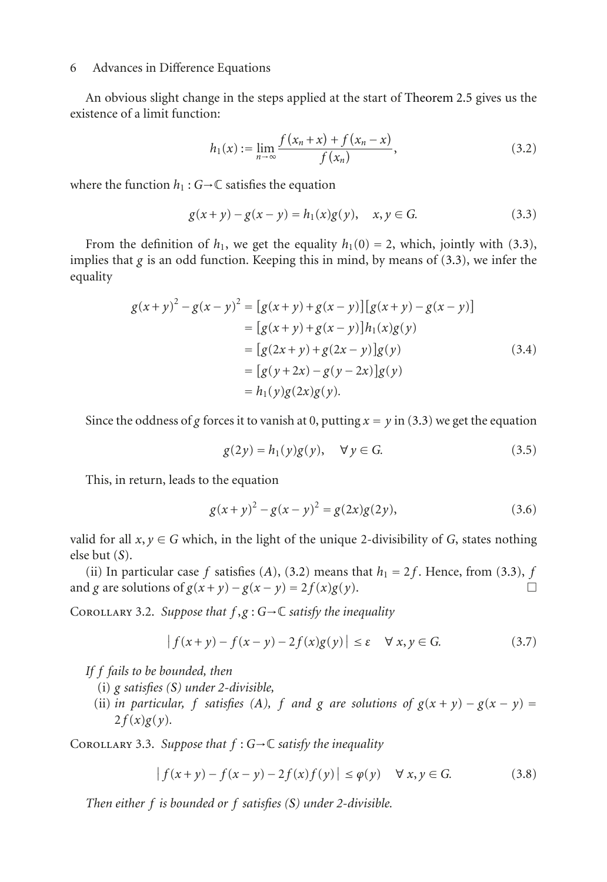An obvious slight change in the steps applied at the start of Theorem 2.5 gives us the existence of a limit function:

$$h_1(x) := \lim_{n\to\infty} \frac{f(x_n + x) + f(x_n - x)}{f(x_n)}, \tag{3.2}$$

where the function $h_1 : G \to \mathbb{C}$ satisfies the equation

$$g(x+y) - g(x-y) = h_1(x)g(y), \quad x, y \in G. \tag{3.3}$$

From the definition of $h_1$, we get the equality $h_1(0) = 2$, which, jointly with (3.3), implies that $g$ is an odd function. Keeping this in mind, by means of (3.3), we infer the equality

$$\begin{aligned}
g(x+y)^2 - g(x-y)^2 &= [g(x+y) + g(x-y)][g(x+y) - g(x-y)] \\
&= [g(x+y) + g(x-y)]h_1(x)g(y) \\
&= [g(2x+y) + g(2x-y)]g(y) \\
&= [g(y+2x) - g(y-2x)]g(y) \\
&= h_1(y)g(2x)g(y).
\end{aligned} \tag{3.4}$$

Since the oddness of $g$ forces it to vanish at 0, putting $x = y$ in (3.3) we get the equation

$$g(2y) = h_1(y)g(y), \quad \forall\, y \in G. \tag{3.5}$$

This, in return, leads to the equation

$$g(x+y)^2 - g(x-y)^2 = g(2x)g(2y), \tag{3.6}$$

valid for all $x, y \in G$ which, in the light of the unique 2-divisibility of $G$, states nothing else but $(S)$.

(ii) In particular case $f$ satisfies $(A)$, (3.2) means that $h_1 = 2f$. Hence, from (3.3), $f$ and $g$ are solutions of $g(x+y) - g(x-y) = 2f(x)g(y)$. □

Corollary 3.2. *Suppose that $f, g : G \to \mathbb{C}$ satisfy the inequality*

$$|f(x+y) - f(x-y) - 2f(x)g(y)| \le \varepsilon \quad \forall\, x, y \in G. \tag{3.7}$$

*If $f$ fails to be bounded, then*

(i) *$g$ satisfies $(S)$ under 2-divisible,*

(ii) *in particular, $f$ satisfies $(A)$, $f$ and $g$ are solutions of $g(x+y) - g(x-y) = 2f(x)g(y)$.*

Corollary 3.3. *Suppose that $f : G \to \mathbb{C}$ satisfy the inequality*

$$|f(x+y) - f(x-y) - 2f(x)f(y)| \le \varphi(y) \quad \forall\, x, y \in G. \tag{3.8}$$

*Then either $f$ is bounded or $f$ satisfies $(S)$ under 2-divisible.*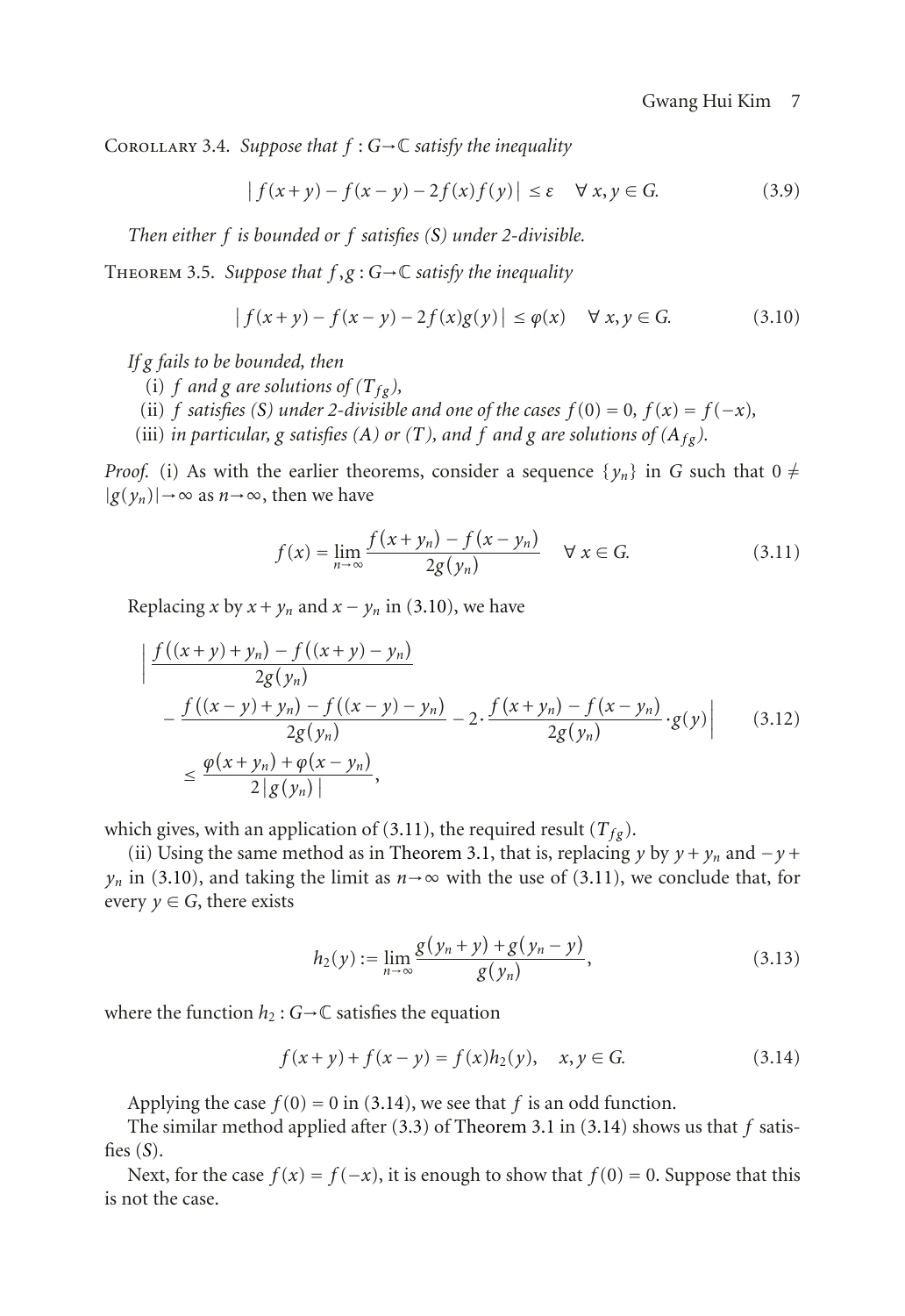Corollary 3.4. *Suppose that $f: G \to \mathbb{C}$ satisfy the inequality*

$$|f(x+y) - f(x-y) - 2f(x)f(y)| \leq \varepsilon \quad \forall x, y \in G. \tag{3.9}$$

*Then either $f$ is bounded or $f$ satisfies (S) under 2-divisible.*

Theorem 3.5. *Suppose that $f, g: G \to \mathbb{C}$ satisfy the inequality*

$$|f(x+y) - f(x-y) - 2f(x)g(y)| \leq \varphi(x) \quad \forall x, y \in G. \tag{3.10}$$

*If $g$ fails to be bounded, then*

(i) *$f$ and $g$ are solutions of $(T_{fg})$,*

(ii) *$f$ satisfies (S) under 2-divisible and one of the cases $f(0) = 0$, $f(x) = f(-x)$,*

(iii) *in particular, $g$ satisfies (A) or (T), and $f$ and $g$ are solutions of $(A_{fg})$.*

*Proof.* (i) As with the earlier theorems, consider a sequence $\{y_n\}$ in $G$ such that $0 \neq |g(y_n)| \to \infty$ as $n \to \infty$, then we have

$$f(x) = \lim_{n\to\infty} \frac{f(x+y_n) - f(x-y_n)}{2g(y_n)} \quad \forall x \in G. \tag{3.11}$$

Replacing $x$ by $x + y_n$ and $x - y_n$ in (3.10), we have

$$\begin{aligned} \Bigg| & \frac{f((x+y)+y_n) - f((x+y)-y_n)}{2g(y_n)} \\ & - \frac{f((x-y)+y_n) - f((x-y)-y_n)}{2g(y_n)} - 2 \cdot \frac{f(x+y_n) - f(x-y_n)}{2g(y_n)} \cdot g(y) \Bigg| \\ & \leq \frac{\varphi(x+y_n) + \varphi(x-y_n)}{2|g(y_n)|}, \end{aligned} \tag{3.12}$$

which gives, with an application of (3.11), the required result $(T_{fg})$.

(ii) Using the same method as in Theorem 3.1, that is, replacing $y$ by $y + y_n$ and $-y + y_n$ in (3.10), and taking the limit as $n \to \infty$ with the use of (3.11), we conclude that, for every $y \in G$, there exists

$$h_2(y) := \lim_{n\to\infty} \frac{g(y_n + y) + g(y_n - y)}{g(y_n)}, \tag{3.13}$$

where the function $h_2: G \to \mathbb{C}$ satisfies the equation

$$f(x+y) + f(x-y) = f(x)h_2(y), \quad x, y \in G. \tag{3.14}$$

Applying the case $f(0) = 0$ in (3.14), we see that $f$ is an odd function.

The similar method applied after (3.3) of Theorem 3.1 in (3.14) shows us that $f$ satisfies (S).

Next, for the case $f(x) = f(-x)$, it is enough to show that $f(0) = 0$. Suppose that this is not the case.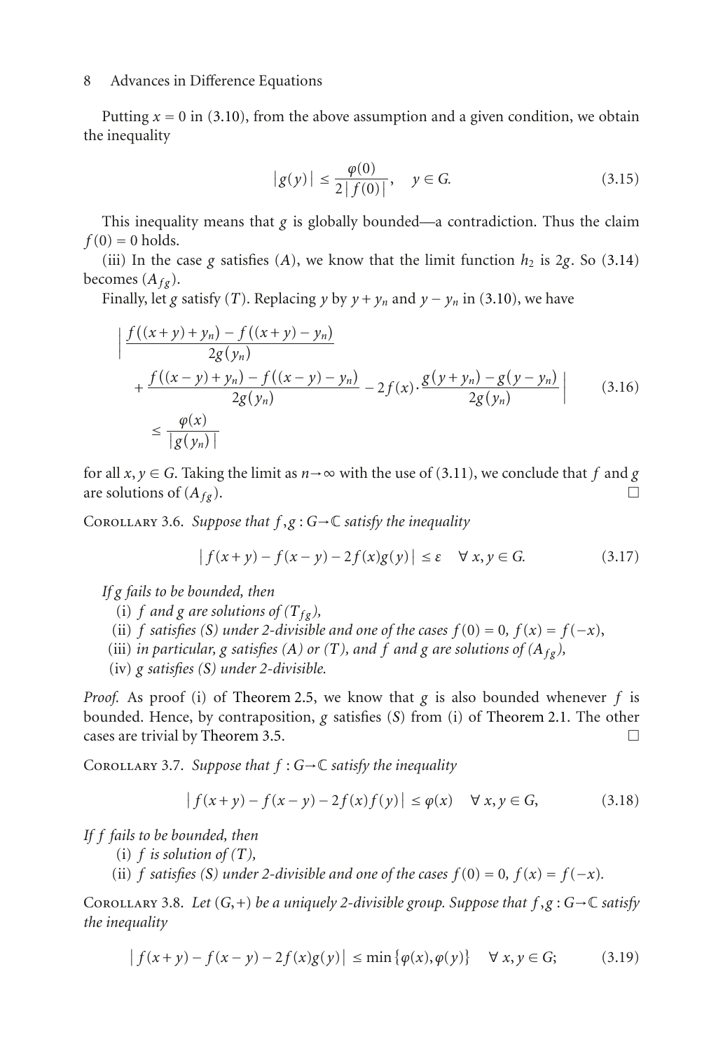Putting $x = 0$ in (3.10), from the above assumption and a given condition, we obtain the inequality

$$|g(y)| \leq \frac{\varphi(0)}{2|f(0)|}, \quad y \in G. \tag{3.15}$$

This inequality means that $g$ is globally bounded—a contradiction. Thus the claim $f(0) = 0$ holds.

(iii) In the case $g$ satisfies $(A)$, we know that the limit function $h_2$ is $2g$. So (3.14) becomes $(A_{fg})$.

Finally, let $g$ satisfy $(T)$. Replacing $y$ by $y + y_n$ and $y - y_n$ in (3.10), we have

$$\begin{aligned} \Bigg| &\frac{f((x+y)+y_n) - f((x+y)-y_n)}{2g(y_n)} \\ &+ \frac{f((x-y)+y_n) - f((x-y)-y_n)}{2g(y_n)} - 2f(x)\cdot\frac{g(y+y_n) - g(y-y_n)}{2g(y_n)} \Bigg| \\ &\leq \frac{\varphi(x)}{|g(y_n)|} \end{aligned} \tag{3.16}$$

for all $x, y \in G$. Taking the limit as $n \to \infty$ with the use of (3.11), we conclude that $f$ and $g$ are solutions of $(A_{fg})$. □

**Corollary 3.6.** *Suppose that $f, g : G \to \mathbb{C}$ satisfy the inequality*

$$|f(x+y) - f(x-y) - 2f(x)g(y)| \leq \varepsilon \quad \forall\, x, y \in G. \tag{3.17}$$

*If $g$ fails to be bounded, then*

(i) *$f$ and $g$ are solutions of $(T_{fg})$,*

(ii) *$f$ satisfies $(S)$ under 2-divisible and one of the cases $f(0) = 0$, $f(x) = f(-x)$,*

(iii) *in particular, $g$ satisfies $(A)$ or $(T)$, and $f$ and $g$ are solutions of $(A_{fg})$,*

(iv) *$g$ satisfies $(S)$ under 2-divisible.*

*Proof.* As proof (i) of Theorem 2.5, we know that $g$ is also bounded whenever $f$ is bounded. Hence, by contraposition, $g$ satisfies $(S)$ from (i) of Theorem 2.1. The other cases are trivial by Theorem 3.5. □

**Corollary 3.7.** *Suppose that $f : G \to \mathbb{C}$ satisfy the inequality*

$$|f(x+y) - f(x-y) - 2f(x)f(y)| \leq \varphi(x) \quad \forall\, x, y \in G, \tag{3.18}$$

*If $f$ fails to be bounded, then*

(i) *$f$ is solution of $(T)$,*

(ii) *$f$ satisfies $(S)$ under 2-divisible and one of the cases $f(0) = 0$, $f(x) = f(-x)$.*

**Corollary 3.8.** *Let $(G, +)$ be a uniquely 2-divisible group. Suppose that $f, g : G \to \mathbb{C}$ satisfy the inequality*

$$|f(x+y) - f(x-y) - 2f(x)g(y)| \leq \min\{\varphi(x), \varphi(y)\} \quad \forall\, x, y \in G; \tag{3.19}$$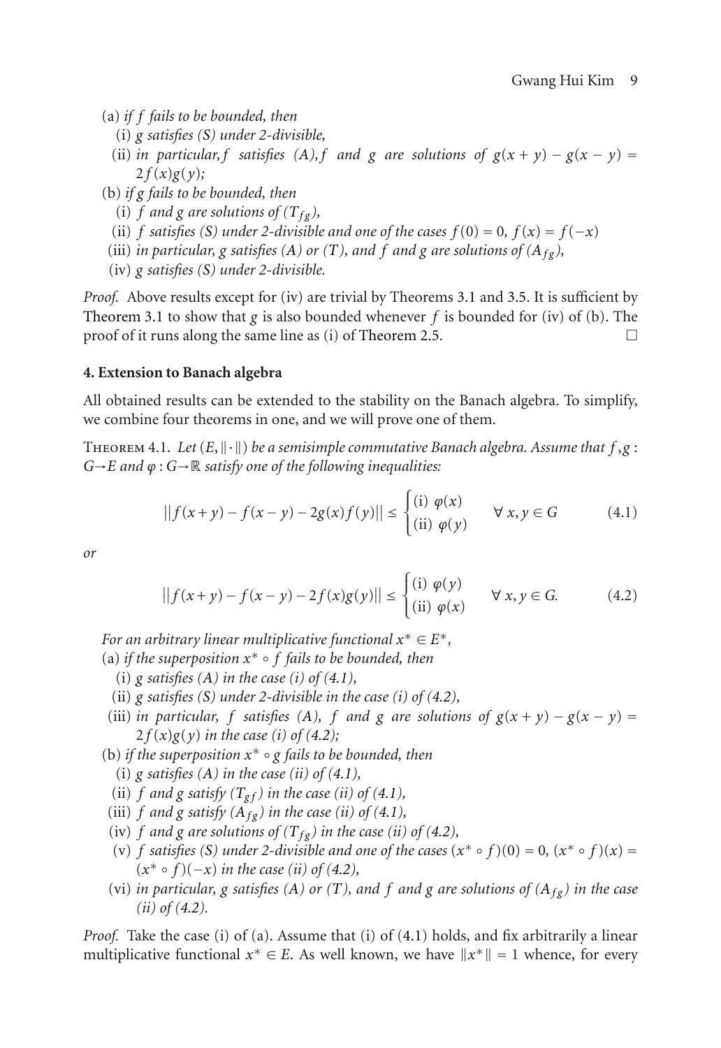(a) *if $f$ fails to be bounded, then*

(i) *$g$ satisfies (S) under 2-divisible,*

(ii) *in particular, $f$ satisfies (A), $f$ and $g$ are solutions of $g(x+y) - g(x-y) = 2f(x)g(y)$;*

(b) *if $g$ fails to be bounded, then*

(i) *$f$ and $g$ are solutions of $(T_{fg})$,*

(ii) *$f$ satisfies (S) under 2-divisible and one of the cases $f(0) = 0$, $f(x) = f(-x)$*

(iii) *in particular, $g$ satisfies (A) or (T), and $f$ and $g$ are solutions of $(A_{fg})$,*

(iv) *$g$ satisfies (S) under 2-divisible.*

*Proof.* Above results except for (iv) are trivial by Theorems 3.1 and 3.5. It is sufficient by Theorem 3.1 to show that $g$ is also bounded whenever $f$ is bounded for (iv) of (b). The proof of it runs along the same line as (i) of Theorem 2.5. □

## 4. Extension to Banach algebra

All obtained results can be extended to the stability on the Banach algebra. To simplify, we combine four theorems in one, and we will prove one of them.

Theorem 4.1. *Let $(E, \|\cdot\|)$ be a semisimple commutative Banach algebra. Assume that $f, g : G \to E$ and $\varphi : G \to \mathbb{R}$ satisfy one of the following inequalities:*

$$\left\| f(x+y) - f(x-y) - 2g(x)f(y) \right\| \leq \begin{cases} \text{(i) } \varphi(x) \\ \text{(ii) } \varphi(y) \end{cases} \quad \forall\, x, y \in G \tag{4.1}$$

*or*

$$\left\| f(x+y) - f(x-y) - 2f(x)g(y) \right\| \leq \begin{cases} \text{(i) } \varphi(y) \\ \text{(ii) } \varphi(x) \end{cases} \quad \forall\, x, y \in G. \tag{4.2}$$

*For an arbitrary linear multiplicative functional $x^* \in E^*$,*

(a) *if the superposition $x^* \circ f$ fails to be bounded, then*

(i) *$g$ satisfies (A) in the case (i) of (4.1),*

(ii) *$g$ satisfies (S) under 2-divisible in the case (i) of (4.2),*

(iii) *in particular, $f$ satisfies (A), $f$ and $g$ are solutions of $g(x+y) - g(x-y) = 2f(x)g(y)$ in the case (i) of (4.2);*

(b) *if the superposition $x^* \circ g$ fails to be bounded, then*

(i) *$g$ satisfies (A) in the case (ii) of (4.1),*

(ii) *$f$ and $g$ satisfy $(T_{gf})$ in the case (ii) of (4.1),*

(iii) *$f$ and $g$ satisfy $(A_{fg})$ in the case (ii) of (4.1),*

(iv) *$f$ and $g$ are solutions of $(T_{fg})$ in the case (ii) of (4.2),*

(v) *$f$ satisfies (S) under 2-divisible and one of the cases $(x^* \circ f)(0) = 0$, $(x^* \circ f)(x) = (x^* \circ f)(-x)$ in the case (ii) of (4.2),*

(vi) *in particular, $g$ satisfies (A) or (T), and $f$ and $g$ are solutions of $(A_{fg})$ in the case (ii) of (4.2).*

*Proof.* Take the case (i) of (a). Assume that (i) of (4.1) holds, and fix arbitrarily a linear multiplicative functional $x^* \in E$. As well known, we have $\|x^*\| = 1$ whence, for every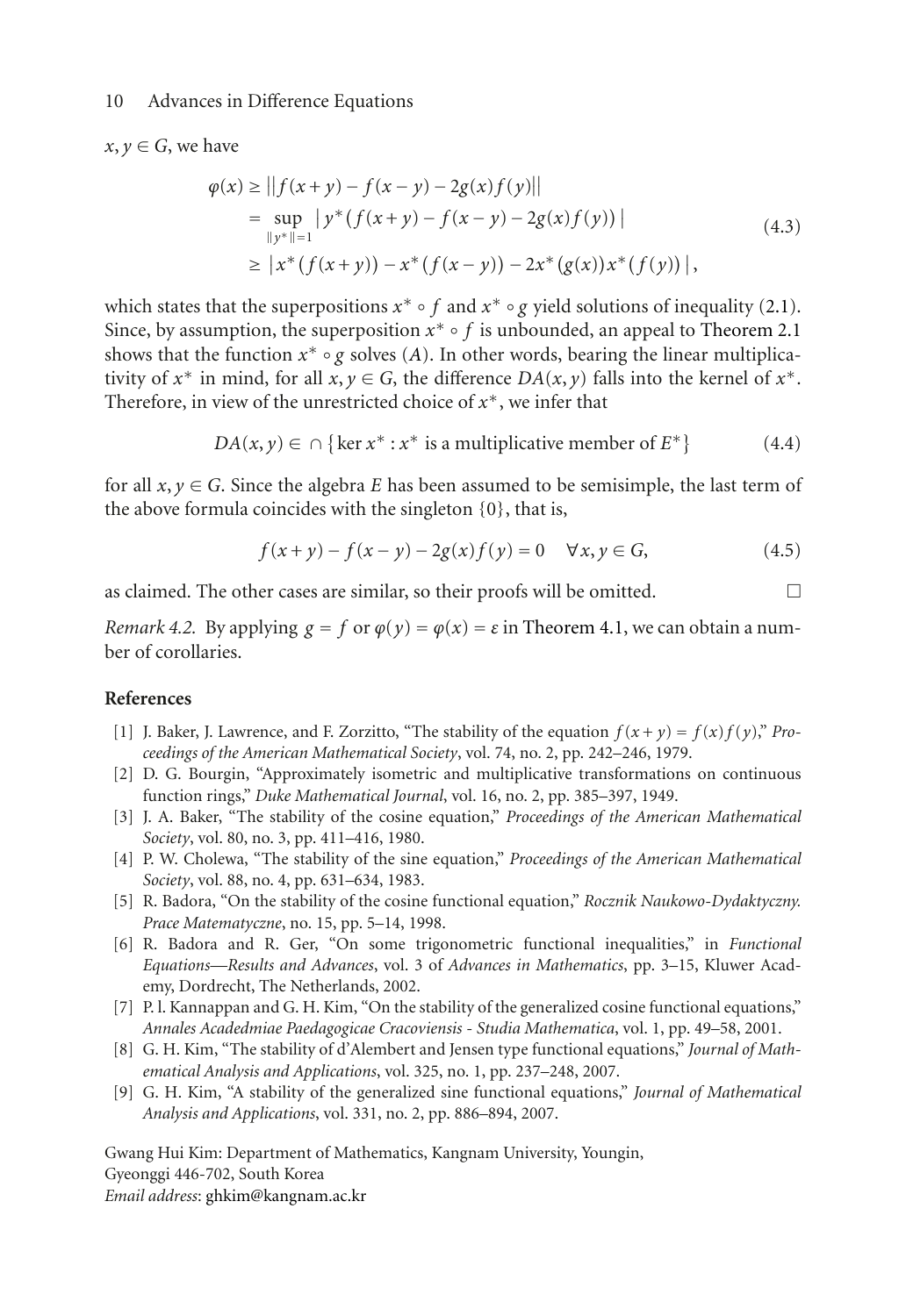$x, y \in G$, we have

$$
\begin{aligned}
\varphi(x) &\geq \|f(x+y) - f(x-y) - 2g(x)f(y)\| \\
&= \sup_{\|y^*\|=1} |y^*(f(x+y) - f(x-y) - 2g(x)f(y))| \\
&\geq |x^*(f(x+y)) - x^*(f(x-y)) - 2x^*(g(x))x^*(f(y))|,
\end{aligned}
\tag{4.3}
$$

which states that the superpositions $x^* \circ f$ and $x^* \circ g$ yield solutions of inequality (2.1). Since, by assumption, the superposition $x^* \circ f$ is unbounded, an appeal to Theorem 2.1 shows that the function $x^* \circ g$ solves $(A)$. In other words, bearing the linear multiplicativity of $x^*$ in mind, for all $x, y \in G$, the difference $DA(x, y)$ falls into the kernel of $x^*$. Therefore, in view of the unrestricted choice of $x^*$, we infer that

$$
DA(x,y) \in \cap \{\ker x^* : x^* \text{ is a multiplicative member of } E^*\}
\tag{4.4}
$$

for all $x, y \in G$. Since the algebra $E$ has been assumed to be semisimple, the last term of the above formula coincides with the singleton $\{0\}$, that is,

$$
f(x+y) - f(x-y) - 2g(x)f(y) = 0 \quad \forall x, y \in G,
\tag{4.5}
$$

as claimed. The other cases are similar, so their proofs will be omitted. □

*Remark 4.2.* By applying $g = f$ or $\varphi(y) = \varphi(x) = \varepsilon$ in Theorem 4.1, we can obtain a number of corollaries.

## References

[1] J. Baker, J. Lawrence, and F. Zorzitto, "The stability of the equation $f(x+y) = f(x)f(y)$," *Proceedings of the American Mathematical Society*, vol. 74, no. 2, pp. 242–246, 1979.

[2] D. G. Bourgin, "Approximately isometric and multiplicative transformations on continuous function rings," *Duke Mathematical Journal*, vol. 16, no. 2, pp. 385–397, 1949.

[3] J. A. Baker, "The stability of the cosine equation," *Proceedings of the American Mathematical Society*, vol. 80, no. 3, pp. 411–416, 1980.

[4] P. W. Cholewa, "The stability of the sine equation," *Proceedings of the American Mathematical Society*, vol. 88, no. 4, pp. 631–634, 1983.

[5] R. Badora, "On the stability of the cosine functional equation," *Rocznik Naukowo-Dydaktyczny. Prace Matematyczne*, no. 15, pp. 5–14, 1998.

[6] R. Badora and R. Ger, "On some trigonometric functional inequalities," in *Functional Equations—Results and Advances*, vol. 3 of *Advances in Mathematics*, pp. 3–15, Kluwer Academy, Dordrecht, The Netherlands, 2002.

[7] P. l. Kannappan and G. H. Kim, "On the stability of the generalized cosine functional equations," *Annales Acadedmiae Paedagogicae Cracoviensis - Studia Mathematica*, vol. 1, pp. 49–58, 2001.

[8] G. H. Kim, "The stability of d'Alembert and Jensen type functional equations," *Journal of Mathematical Analysis and Applications*, vol. 325, no. 1, pp. 237–248, 2007.

[9] G. H. Kim, "A stability of the generalized sine functional equations," *Journal of Mathematical Analysis and Applications*, vol. 331, no. 2, pp. 886–894, 2007.

Gwang Hui Kim: Department of Mathematics, Kangnam University, Youngin, Gyeonggi 446-702, South Korea
*Email address*: ghkim@kangnam.ac.kr